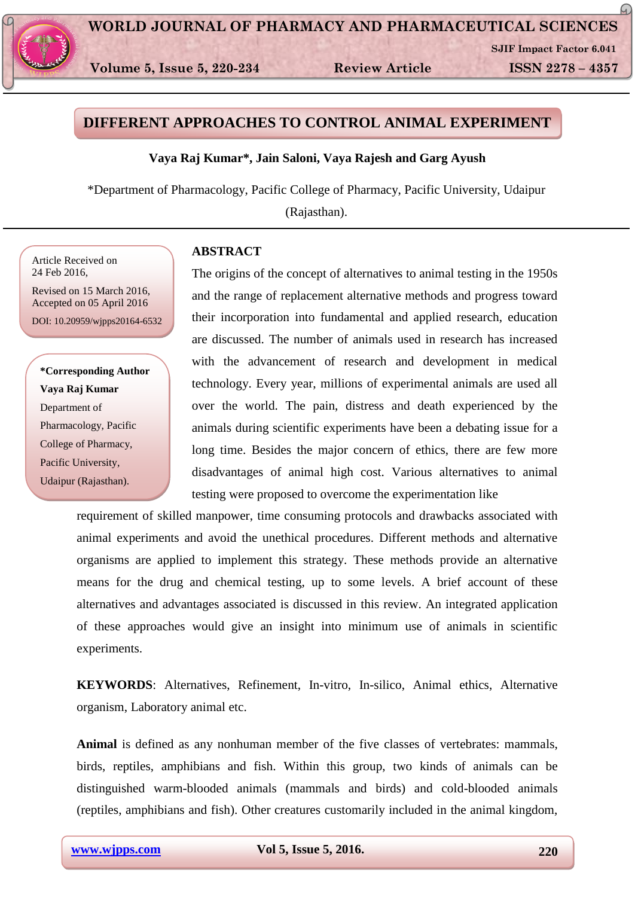# DIFFERENT APPROACHES TO CONTROL ANIMAL EXPERIMENT

**Vaya Raj Kumar*, Jain Saloni, Vaya Rajesh and Garg Ayush**

*Department of Pharmacology, Pacific College of Pharmacy, Pacific University, Udaipur (Rajasthan).

Article Received on 24 Feb 2016,

Revised on 15 March 2016, Accepted on 05 April 2016

DOI: 10.20959/wjpps20164-6532

**\*Corresponding Author**
**Vaya Raj Kumar**
Department of Pharmacology, Pacific College of Pharmacy, Pacific University, Udaipur (Rajasthan).

## ABSTRACT

The origins of the concept of alternatives to animal testing in the 1950s and the range of replacement alternative methods and progress toward their incorporation into fundamental and applied research, education are discussed. The number of animals used in research has increased with the advancement of research and development in medical technology. Every year, millions of experimental animals are used all over the world. The pain, distress and death experienced by the animals during scientific experiments have been a debating issue for a long time. Besides the major concern of ethics, there are few more disadvantages of animal high cost. Various alternatives to animal testing were proposed to overcome the experimentation like requirement of skilled manpower, time consuming protocols and drawbacks associated with animal experiments and avoid the unethical procedures. Different methods and alternative organisms are applied to implement this strategy. These methods provide an alternative means for the drug and chemical testing, up to some levels. A brief account of these alternatives and advantages associated is discussed in this review. An integrated application of these approaches would give an insight into minimum use of animals in scientific experiments.

**KEYWORDS**: Alternatives, Refinement, In-vitro, In-silico, Animal ethics, Alternative organism, Laboratory animal etc.

**Animal** is defined as any nonhuman member of the five classes of vertebrates: mammals, birds, reptiles, amphibians and fish. Within this group, two kinds of animals can be distinguished warm-blooded animals (mammals and birds) and cold-blooded animals (reptiles, amphibians and fish). Other creatures customarily included in the animal kingdom,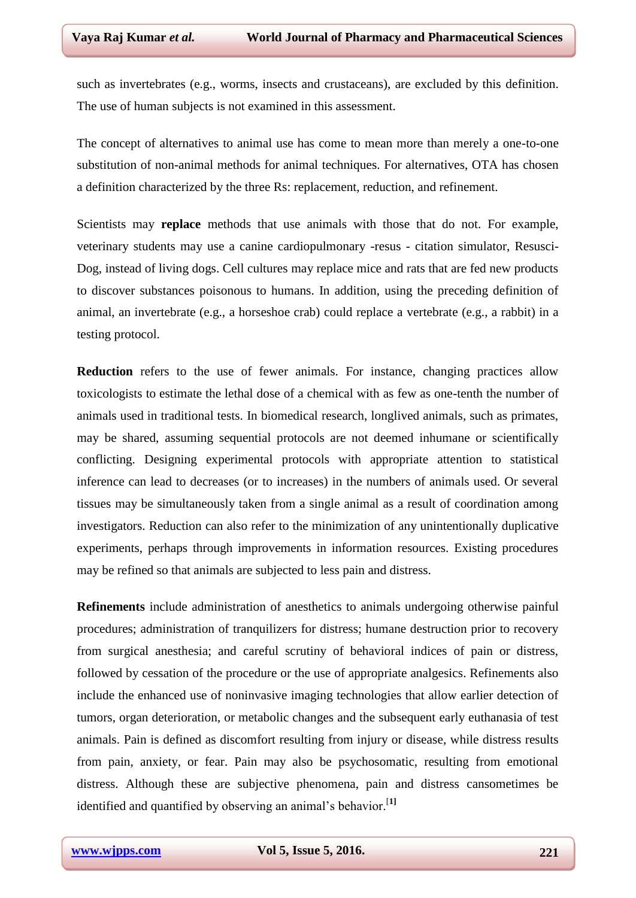such as invertebrates (e.g., worms, insects and crustaceans), are excluded by this definition. The use of human subjects is not examined in this assessment.

The concept of alternatives to animal use has come to mean more than merely a one-to-one substitution of non-animal methods for animal techniques. For alternatives, OTA has chosen a definition characterized by the three Rs: replacement, reduction, and refinement.

Scientists may **replace** methods that use animals with those that do not. For example, veterinary students may use a canine cardiopulmonary -resus - citation simulator, Resusci-Dog, instead of living dogs. Cell cultures may replace mice and rats that are fed new products to discover substances poisonous to humans. In addition, using the preceding definition of animal, an invertebrate (e.g., a horseshoe crab) could replace a vertebrate (e.g., a rabbit) in a testing protocol.

**Reduction** refers to the use of fewer animals. For instance, changing practices allow toxicologists to estimate the lethal dose of a chemical with as few as one-tenth the number of animals used in traditional tests. In biomedical research, longlived animals, such as primates, may be shared, assuming sequential protocols are not deemed inhumane or scientifically conflicting. Designing experimental protocols with appropriate attention to statistical inference can lead to decreases (or to increases) in the numbers of animals used. Or several tissues may be simultaneously taken from a single animal as a result of coordination among investigators. Reduction can also refer to the minimization of any unintentionally duplicative experiments, perhaps through improvements in information resources. Existing procedures may be refined so that animals are subjected to less pain and distress.

**Refinements** include administration of anesthetics to animals undergoing otherwise painful procedures; administration of tranquilizers for distress; humane destruction prior to recovery from surgical anesthesia; and careful scrutiny of behavioral indices of pain or distress, followed by cessation of the procedure or the use of appropriate analgesics. Refinements also include the enhanced use of noninvasive imaging technologies that allow earlier detection of tumors, organ deterioration, or metabolic changes and the subsequent early euthanasia of test animals. Pain is defined as discomfort resulting from injury or disease, while distress results from pain, anxiety, or fear. Pain may also be psychosomatic, resulting from emotional distress. Although these are subjective phenomena, pain and distress cansometimes be identified and quantified by observing an animal's behavior.[1]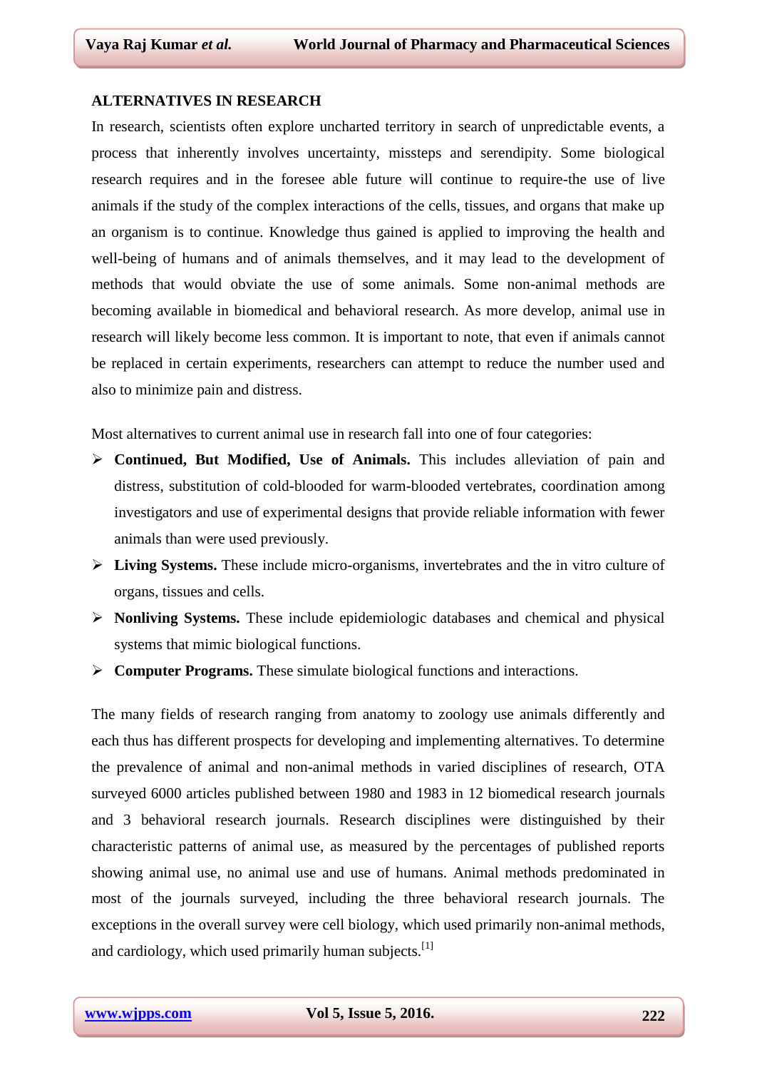## ALTERNATIVES IN RESEARCH

In research, scientists often explore uncharted territory in search of unpredictable events, a process that inherently involves uncertainty, missteps and serendipity. Some biological research requires and in the foresee able future will continue to require-the use of live animals if the study of the complex interactions of the cells, tissues, and organs that make up an organism is to continue. Knowledge thus gained is applied to improving the health and well-being of humans and of animals themselves, and it may lead to the development of methods that would obviate the use of some animals. Some non-animal methods are becoming available in biomedical and behavioral research. As more develop, animal use in research will likely become less common. It is important to note, that even if animals cannot be replaced in certain experiments, researchers can attempt to reduce the number used and also to minimize pain and distress.

Most alternatives to current animal use in research fall into one of four categories:

- **Continued, But Modified, Use of Animals.** This includes alleviation of pain and distress, substitution of cold-blooded for warm-blooded vertebrates, coordination among investigators and use of experimental designs that provide reliable information with fewer animals than were used previously.
- **Living Systems.** These include micro-organisms, invertebrates and the in vitro culture of organs, tissues and cells.
- **Nonliving Systems.** These include epidemiologic databases and chemical and physical systems that mimic biological functions.
- **Computer Programs.** These simulate biological functions and interactions.

The many fields of research ranging from anatomy to zoology use animals differently and each thus has different prospects for developing and implementing alternatives. To determine the prevalence of animal and non-animal methods in varied disciplines of research, OTA surveyed 6000 articles published between 1980 and 1983 in 12 biomedical research journals and 3 behavioral research journals. Research disciplines were distinguished by their characteristic patterns of animal use, as measured by the percentages of published reports showing animal use, no animal use and use of humans. Animal methods predominated in most of the journals surveyed, including the three behavioral research journals. The exceptions in the overall survey were cell biology, which used primarily non-animal methods, and cardiology, which used primarily human subjects.[1]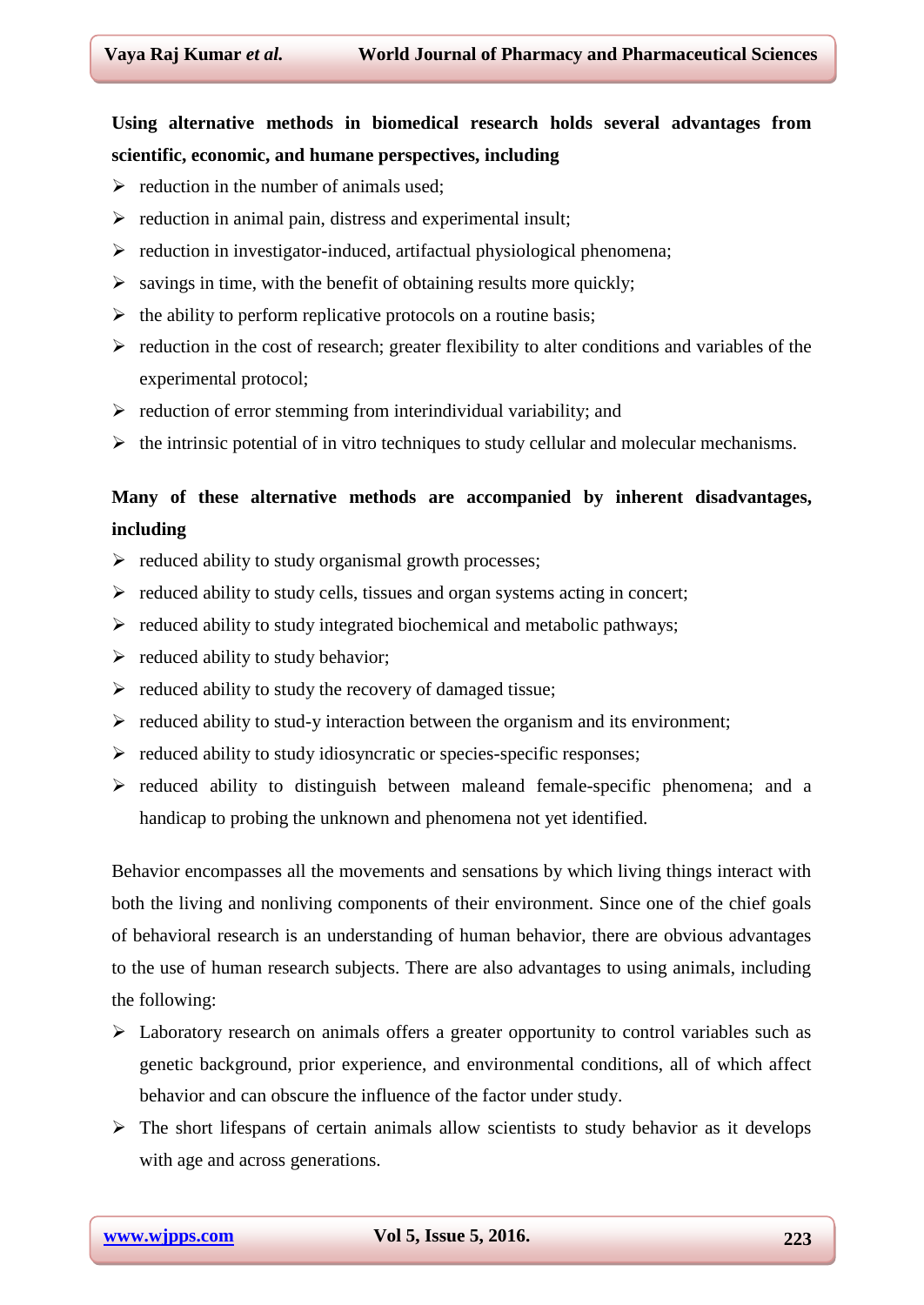**Using alternative methods in biomedical research holds several advantages from scientific, economic, and humane perspectives, including**

- reduction in the number of animals used;
- reduction in animal pain, distress and experimental insult;
- reduction in investigator-induced, artifactual physiological phenomena;
- savings in time, with the benefit of obtaining results more quickly;
- the ability to perform replicative protocols on a routine basis;
- reduction in the cost of research; greater flexibility to alter conditions and variables of the experimental protocol;
- reduction of error stemming from interindividual variability; and
- the intrinsic potential of in vitro techniques to study cellular and molecular mechanisms.

**Many of these alternative methods are accompanied by inherent disadvantages, including**

- reduced ability to study organismal growth processes;
- reduced ability to study cells, tissues and organ systems acting in concert;
- reduced ability to study integrated biochemical and metabolic pathways;
- reduced ability to study behavior;
- reduced ability to study the recovery of damaged tissue;
- reduced ability to stud-y interaction between the organism and its environment;
- reduced ability to study idiosyncratic or species-specific responses;
- reduced ability to distinguish between maleand female-specific phenomena; and a handicap to probing the unknown and phenomena not yet identified.

Behavior encompasses all the movements and sensations by which living things interact with both the living and nonliving components of their environment. Since one of the chief goals of behavioral research is an understanding of human behavior, there are obvious advantages to the use of human research subjects. There are also advantages to using animals, including the following:

- Laboratory research on animals offers a greater opportunity to control variables such as genetic background, prior experience, and environmental conditions, all of which affect behavior and can obscure the influence of the factor under study.
- The short lifespans of certain animals allow scientists to study behavior as it develops with age and across generations.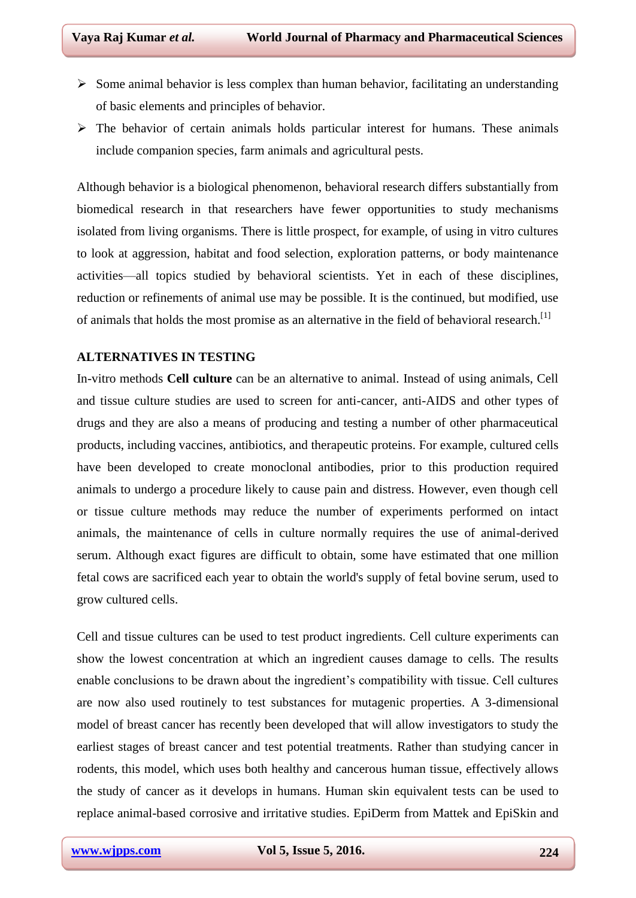- Some animal behavior is less complex than human behavior, facilitating an understanding of basic elements and principles of behavior.
- The behavior of certain animals holds particular interest for humans. These animals include companion species, farm animals and agricultural pests.

Although behavior is a biological phenomenon, behavioral research differs substantially from biomedical research in that researchers have fewer opportunities to study mechanisms isolated from living organisms. There is little prospect, for example, of using in vitro cultures to look at aggression, habitat and food selection, exploration patterns, or body maintenance activities—all topics studied by behavioral scientists. Yet in each of these disciplines, reduction or refinements of animal use may be possible. It is the continued, but modified, use of animals that holds the most promise as an alternative in the field of behavioral research.[1]

## ALTERNATIVES IN TESTING

In-vitro methods **Cell culture** can be an alternative to animal. Instead of using animals, Cell and tissue culture studies are used to screen for anti-cancer, anti-AIDS and other types of drugs and they are also a means of producing and testing a number of other pharmaceutical products, including vaccines, antibiotics, and therapeutic proteins. For example, cultured cells have been developed to create monoclonal antibodies, prior to this production required animals to undergo a procedure likely to cause pain and distress. However, even though cell or tissue culture methods may reduce the number of experiments performed on intact animals, the maintenance of cells in culture normally requires the use of animal-derived serum. Although exact figures are difficult to obtain, some have estimated that one million fetal cows are sacrificed each year to obtain the world's supply of fetal bovine serum, used to grow cultured cells.

Cell and tissue cultures can be used to test product ingredients. Cell culture experiments can show the lowest concentration at which an ingredient causes damage to cells. The results enable conclusions to be drawn about the ingredient's compatibility with tissue. Cell cultures are now also used routinely to test substances for mutagenic properties. A 3-dimensional model of breast cancer has recently been developed that will allow investigators to study the earliest stages of breast cancer and test potential treatments. Rather than studying cancer in rodents, this model, which uses both healthy and cancerous human tissue, effectively allows the study of cancer as it develops in humans. Human skin equivalent tests can be used to replace animal-based corrosive and irritative studies. EpiDerm from Mattek and EpiSkin and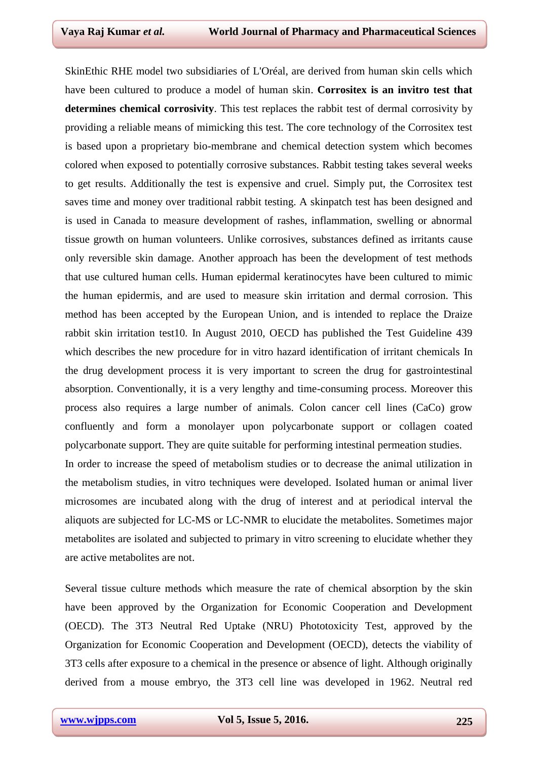SkinEthic RHE model two subsidiaries of L'Oréal, are derived from human skin cells which have been cultured to produce a model of human skin. **Corrositex is an invitro test that determines chemical corrosivity**. This test replaces the rabbit test of dermal corrosivity by providing a reliable means of mimicking this test. The core technology of the Corrositex test is based upon a proprietary bio-membrane and chemical detection system which becomes colored when exposed to potentially corrosive substances. Rabbit testing takes several weeks to get results. Additionally the test is expensive and cruel. Simply put, the Corrositex test saves time and money over traditional rabbit testing. A skinpatch test has been designed and is used in Canada to measure development of rashes, inflammation, swelling or abnormal tissue growth on human volunteers. Unlike corrosives, substances defined as irritants cause only reversible skin damage. Another approach has been the development of test methods that use cultured human cells. Human epidermal keratinocytes have been cultured to mimic the human epidermis, and are used to measure skin irritation and dermal corrosion. This method has been accepted by the European Union, and is intended to replace the Draize rabbit skin irritation test10. In August 2010, OECD has published the Test Guideline 439 which describes the new procedure for in vitro hazard identification of irritant chemicals In the drug development process it is very important to screen the drug for gastrointestinal absorption. Conventionally, it is a very lengthy and time-consuming process. Moreover this process also requires a large number of animals. Colon cancer cell lines (CaCo) grow confluently and form a monolayer upon polycarbonate support or collagen coated polycarbonate support. They are quite suitable for performing intestinal permeation studies.

In order to increase the speed of metabolism studies or to decrease the animal utilization in the metabolism studies, in vitro techniques were developed. Isolated human or animal liver microsomes are incubated along with the drug of interest and at periodical interval the aliquots are subjected for LC-MS or LC-NMR to elucidate the metabolites. Sometimes major metabolites are isolated and subjected to primary in vitro screening to elucidate whether they are active metabolites are not.

Several tissue culture methods which measure the rate of chemical absorption by the skin have been approved by the Organization for Economic Cooperation and Development (OECD). The 3T3 Neutral Red Uptake (NRU) Phototoxicity Test, approved by the Organization for Economic Cooperation and Development (OECD), detects the viability of 3T3 cells after exposure to a chemical in the presence or absence of light. Although originally derived from a mouse embryo, the 3T3 cell line was developed in 1962. Neutral red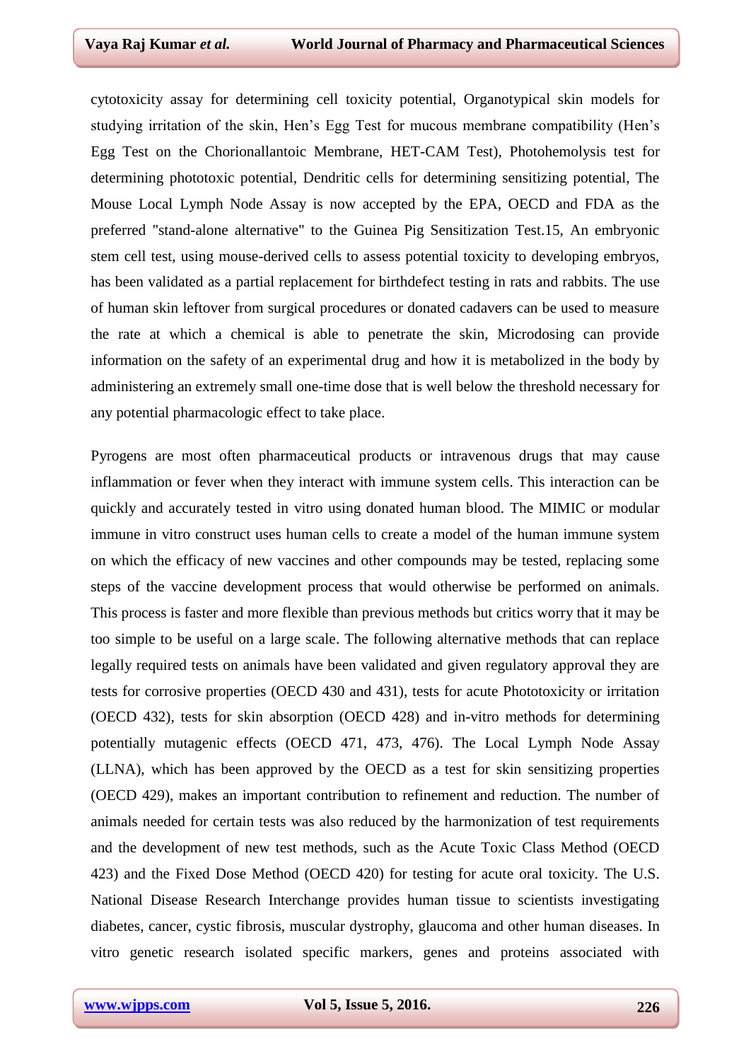cytotoxicity assay for determining cell toxicity potential, Organotypical skin models for studying irritation of the skin, Hen's Egg Test for mucous membrane compatibility (Hen's Egg Test on the Chorionallantoic Membrane, HET-CAM Test), Photohemolysis test for determining phototoxic potential, Dendritic cells for determining sensitizing potential, The Mouse Local Lymph Node Assay is now accepted by the EPA, OECD and FDA as the preferred "stand-alone alternative" to the Guinea Pig Sensitization Test.15, An embryonic stem cell test, using mouse-derived cells to assess potential toxicity to developing embryos, has been validated as a partial replacement for birthdefect testing in rats and rabbits. The use of human skin leftover from surgical procedures or donated cadavers can be used to measure the rate at which a chemical is able to penetrate the skin, Microdosing can provide information on the safety of an experimental drug and how it is metabolized in the body by administering an extremely small one-time dose that is well below the threshold necessary for any potential pharmacologic effect to take place.

Pyrogens are most often pharmaceutical products or intravenous drugs that may cause inflammation or fever when they interact with immune system cells. This interaction can be quickly and accurately tested in vitro using donated human blood. The MIMIC or modular immune in vitro construct uses human cells to create a model of the human immune system on which the efficacy of new vaccines and other compounds may be tested, replacing some steps of the vaccine development process that would otherwise be performed on animals. This process is faster and more flexible than previous methods but critics worry that it may be too simple to be useful on a large scale. The following alternative methods that can replace legally required tests on animals have been validated and given regulatory approval they are tests for corrosive properties (OECD 430 and 431), tests for acute Phototoxicity or irritation (OECD 432), tests for skin absorption (OECD 428) and in-vitro methods for determining potentially mutagenic effects (OECD 471, 473, 476). The Local Lymph Node Assay (LLNA), which has been approved by the OECD as a test for skin sensitizing properties (OECD 429), makes an important contribution to refinement and reduction. The number of animals needed for certain tests was also reduced by the harmonization of test requirements and the development of new test methods, such as the Acute Toxic Class Method (OECD 423) and the Fixed Dose Method (OECD 420) for testing for acute oral toxicity. The U.S. National Disease Research Interchange provides human tissue to scientists investigating diabetes, cancer, cystic fibrosis, muscular dystrophy, glaucoma and other human diseases. In vitro genetic research isolated specific markers, genes and proteins associated with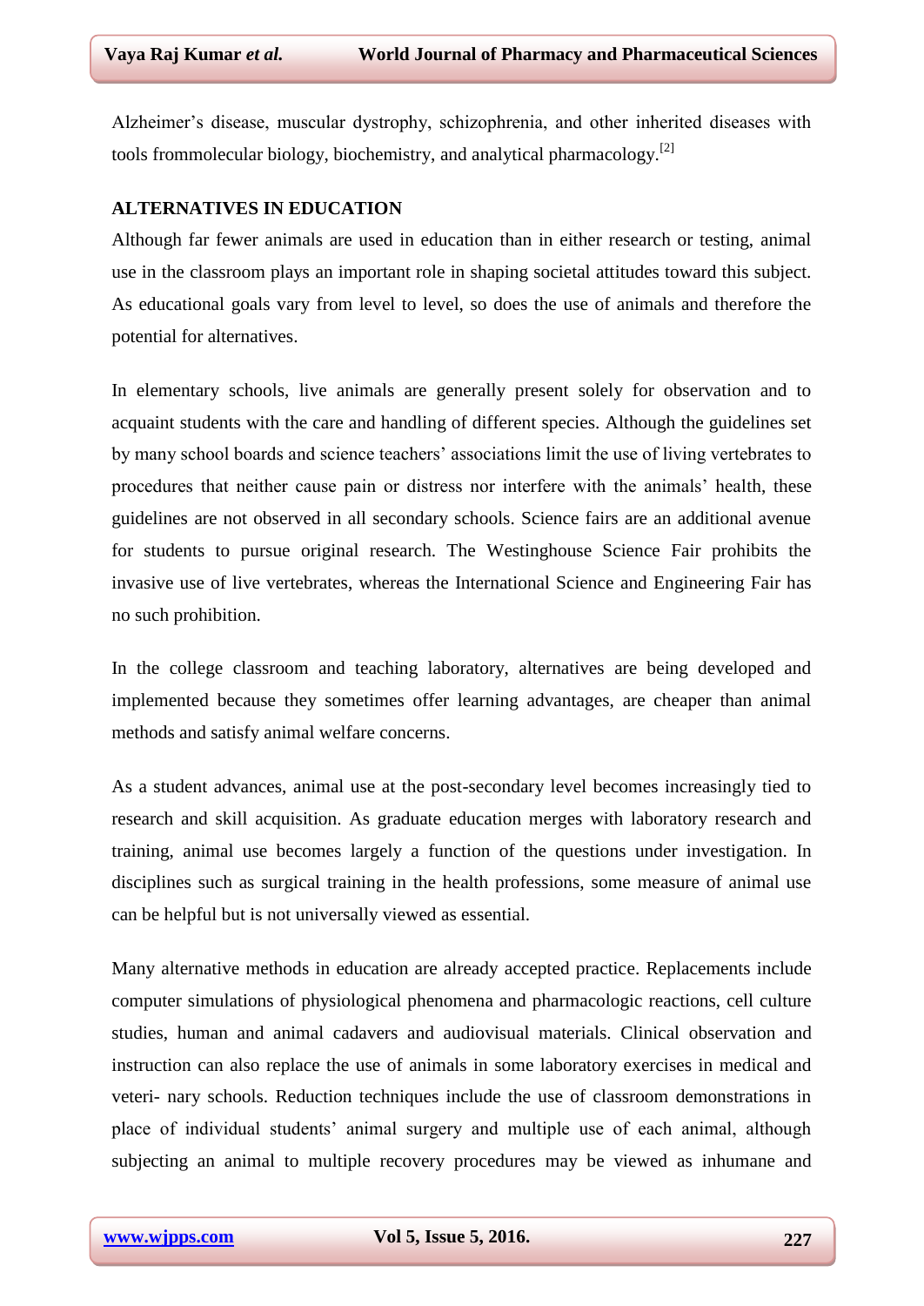Alzheimer's disease, muscular dystrophy, schizophrenia, and other inherited diseases with tools frommolecular biology, biochemistry, and analytical pharmacology.[2]

## ALTERNATIVES IN EDUCATION

Although far fewer animals are used in education than in either research or testing, animal use in the classroom plays an important role in shaping societal attitudes toward this subject. As educational goals vary from level to level, so does the use of animals and therefore the potential for alternatives.

In elementary schools, live animals are generally present solely for observation and to acquaint students with the care and handling of different species. Although the guidelines set by many school boards and science teachers' associations limit the use of living vertebrates to procedures that neither cause pain or distress nor interfere with the animals' health, these guidelines are not observed in all secondary schools. Science fairs are an additional avenue for students to pursue original research. The Westinghouse Science Fair prohibits the invasive use of live vertebrates, whereas the International Science and Engineering Fair has no such prohibition.

In the college classroom and teaching laboratory, alternatives are being developed and implemented because they sometimes offer learning advantages, are cheaper than animal methods and satisfy animal welfare concerns.

As a student advances, animal use at the post-secondary level becomes increasingly tied to research and skill acquisition. As graduate education merges with laboratory research and training, animal use becomes largely a function of the questions under investigation. In disciplines such as surgical training in the health professions, some measure of animal use can be helpful but is not universally viewed as essential.

Many alternative methods in education are already accepted practice. Replacements include computer simulations of physiological phenomena and pharmacologic reactions, cell culture studies, human and animal cadavers and audiovisual materials. Clinical observation and instruction can also replace the use of animals in some laboratory exercises in medical and veteri- nary schools. Reduction techniques include the use of classroom demonstrations in place of individual students' animal surgery and multiple use of each animal, although subjecting an animal to multiple recovery procedures may be viewed as inhumane and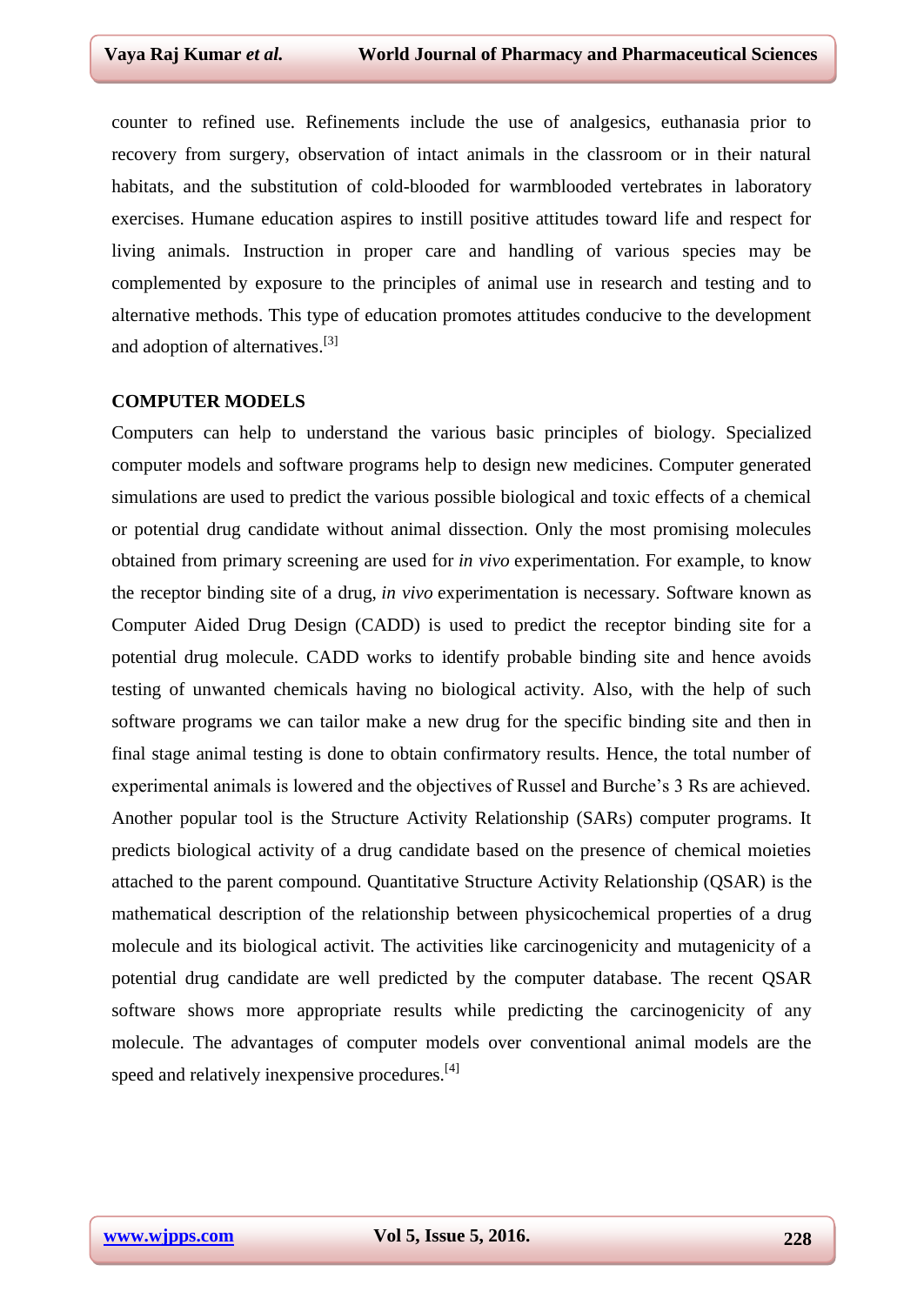counter to refined use. Refinements include the use of analgesics, euthanasia prior to recovery from surgery, observation of intact animals in the classroom or in their natural habitats, and the substitution of cold-blooded for warmblooded vertebrates in laboratory exercises. Humane education aspires to instill positive attitudes toward life and respect for living animals. Instruction in proper care and handling of various species may be complemented by exposure to the principles of animal use in research and testing and to alternative methods. This type of education promotes attitudes conducive to the development and adoption of alternatives.[3]

## COMPUTER MODELS

Computers can help to understand the various basic principles of biology. Specialized computer models and software programs help to design new medicines. Computer generated simulations are used to predict the various possible biological and toxic effects of a chemical or potential drug candidate without animal dissection. Only the most promising molecules obtained from primary screening are used for *in vivo* experimentation. For example, to know the receptor binding site of a drug, *in vivo* experimentation is necessary. Software known as Computer Aided Drug Design (CADD) is used to predict the receptor binding site for a potential drug molecule. CADD works to identify probable binding site and hence avoids testing of unwanted chemicals having no biological activity. Also, with the help of such software programs we can tailor make a new drug for the specific binding site and then in final stage animal testing is done to obtain confirmatory results. Hence, the total number of experimental animals is lowered and the objectives of Russel and Burche's 3 Rs are achieved. Another popular tool is the Structure Activity Relationship (SARs) computer programs. It predicts biological activity of a drug candidate based on the presence of chemical moieties attached to the parent compound. Quantitative Structure Activity Relationship (QSAR) is the mathematical description of the relationship between physicochemical properties of a drug molecule and its biological activit. The activities like carcinogenicity and mutagenicity of a potential drug candidate are well predicted by the computer database. The recent QSAR software shows more appropriate results while predicting the carcinogenicity of any molecule. The advantages of computer models over conventional animal models are the speed and relatively inexpensive procedures.[4]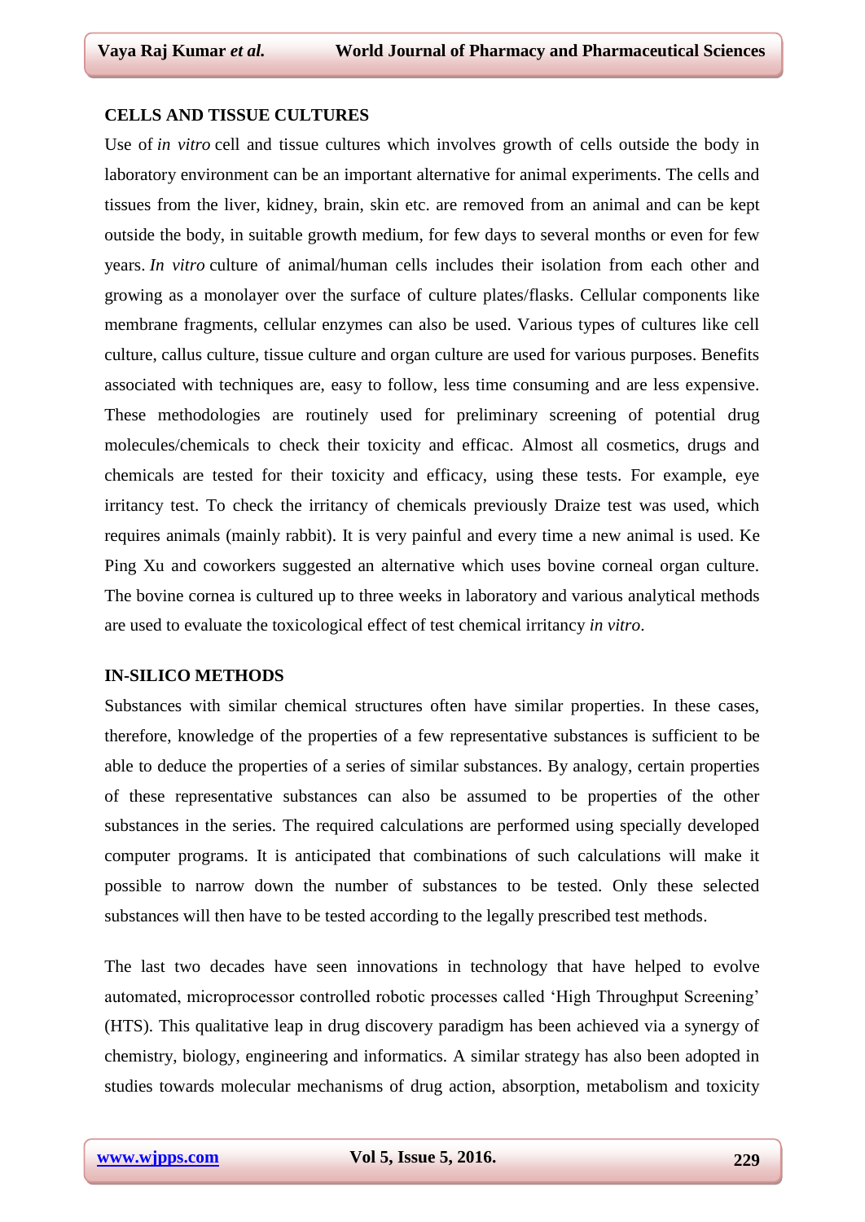## CELLS AND TISSUE CULTURES

Use of *in vitro* cell and tissue cultures which involves growth of cells outside the body in laboratory environment can be an important alternative for animal experiments. The cells and tissues from the liver, kidney, brain, skin etc. are removed from an animal and can be kept outside the body, in suitable growth medium, for few days to several months or even for few years. *In vitro* culture of animal/human cells includes their isolation from each other and growing as a monolayer over the surface of culture plates/flasks. Cellular components like membrane fragments, cellular enzymes can also be used. Various types of cultures like cell culture, callus culture, tissue culture and organ culture are used for various purposes. Benefits associated with techniques are, easy to follow, less time consuming and are less expensive. These methodologies are routinely used for preliminary screening of potential drug molecules/chemicals to check their toxicity and efficac. Almost all cosmetics, drugs and chemicals are tested for their toxicity and efficacy, using these tests. For example, eye irritancy test. To check the irritancy of chemicals previously Draize test was used, which requires animals (mainly rabbit). It is very painful and every time a new animal is used. Ke Ping Xu and coworkers suggested an alternative which uses bovine corneal organ culture. The bovine cornea is cultured up to three weeks in laboratory and various analytical methods are used to evaluate the toxicological effect of test chemical irritancy *in vitro*.

## IN-SILICO METHODS

Substances with similar chemical structures often have similar properties. In these cases, therefore, knowledge of the properties of a few representative substances is sufficient to be able to deduce the properties of a series of similar substances. By analogy, certain properties of these representative substances can also be assumed to be properties of the other substances in the series. The required calculations are performed using specially developed computer programs. It is anticipated that combinations of such calculations will make it possible to narrow down the number of substances to be tested. Only these selected substances will then have to be tested according to the legally prescribed test methods.

The last two decades have seen innovations in technology that have helped to evolve automated, microprocessor controlled robotic processes called 'High Throughput Screening' (HTS). This qualitative leap in drug discovery paradigm has been achieved via a synergy of chemistry, biology, engineering and informatics. A similar strategy has also been adopted in studies towards molecular mechanisms of drug action, absorption, metabolism and toxicity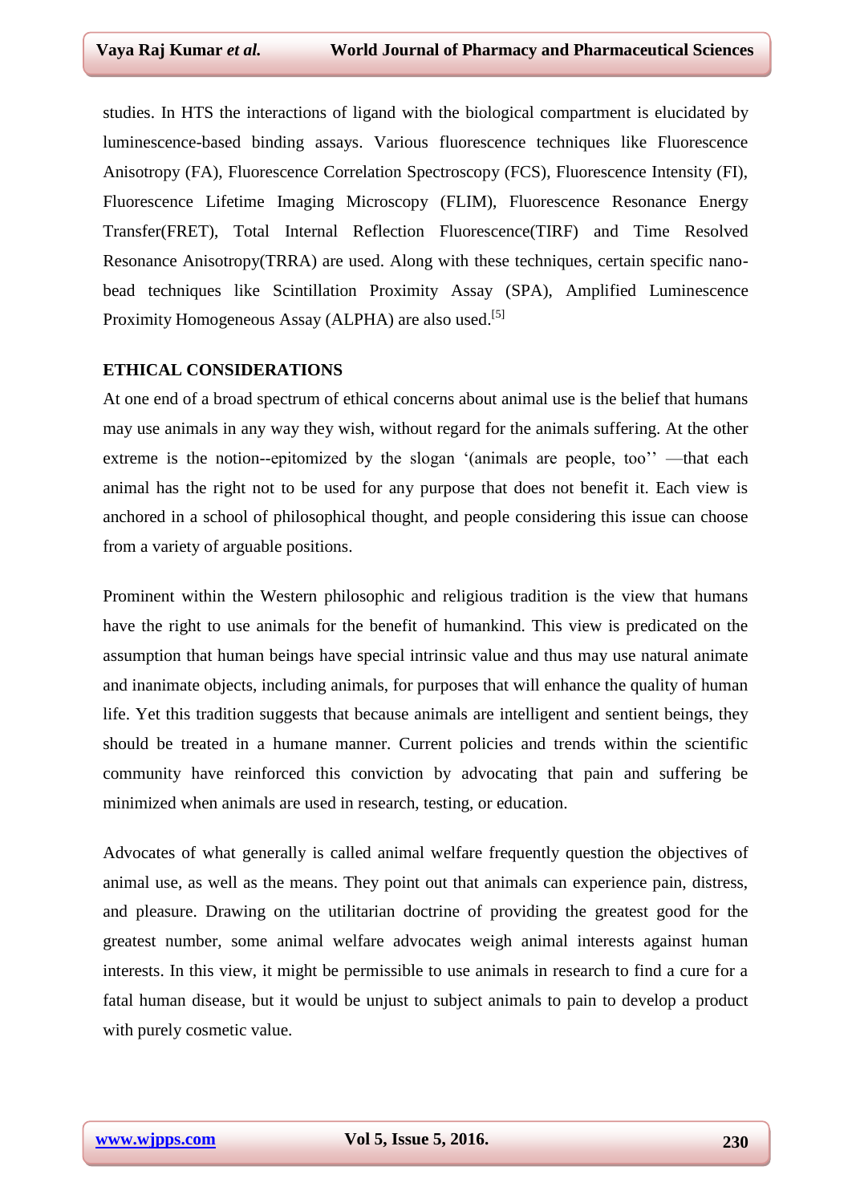studies. In HTS the interactions of ligand with the biological compartment is elucidated by luminescence-based binding assays. Various fluorescence techniques like Fluorescence Anisotropy (FA), Fluorescence Correlation Spectroscopy (FCS), Fluorescence Intensity (FI), Fluorescence Lifetime Imaging Microscopy (FLIM), Fluorescence Resonance Energy Transfer(FRET), Total Internal Reflection Fluorescence(TIRF) and Time Resolved Resonance Anisotropy(TRRA) are used. Along with these techniques, certain specific nano-bead techniques like Scintillation Proximity Assay (SPA), Amplified Luminescence Proximity Homogeneous Assay (ALPHA) are also used.[5]

## ETHICAL CONSIDERATIONS

At one end of a broad spectrum of ethical concerns about animal use is the belief that humans may use animals in any way they wish, without regard for the animals suffering. At the other extreme is the notion--epitomized by the slogan '(animals are people, too'' —that each animal has the right not to be used for any purpose that does not benefit it. Each view is anchored in a school of philosophical thought, and people considering this issue can choose from a variety of arguable positions.

Prominent within the Western philosophic and religious tradition is the view that humans have the right to use animals for the benefit of humankind. This view is predicated on the assumption that human beings have special intrinsic value and thus may use natural animate and inanimate objects, including animals, for purposes that will enhance the quality of human life. Yet this tradition suggests that because animals are intelligent and sentient beings, they should be treated in a humane manner. Current policies and trends within the scientific community have reinforced this conviction by advocating that pain and suffering be minimized when animals are used in research, testing, or education.

Advocates of what generally is called animal welfare frequently question the objectives of animal use, as well as the means. They point out that animals can experience pain, distress, and pleasure. Drawing on the utilitarian doctrine of providing the greatest good for the greatest number, some animal welfare advocates weigh animal interests against human interests. In this view, it might be permissible to use animals in research to find a cure for a fatal human disease, but it would be unjust to subject animals to pain to develop a product with purely cosmetic value.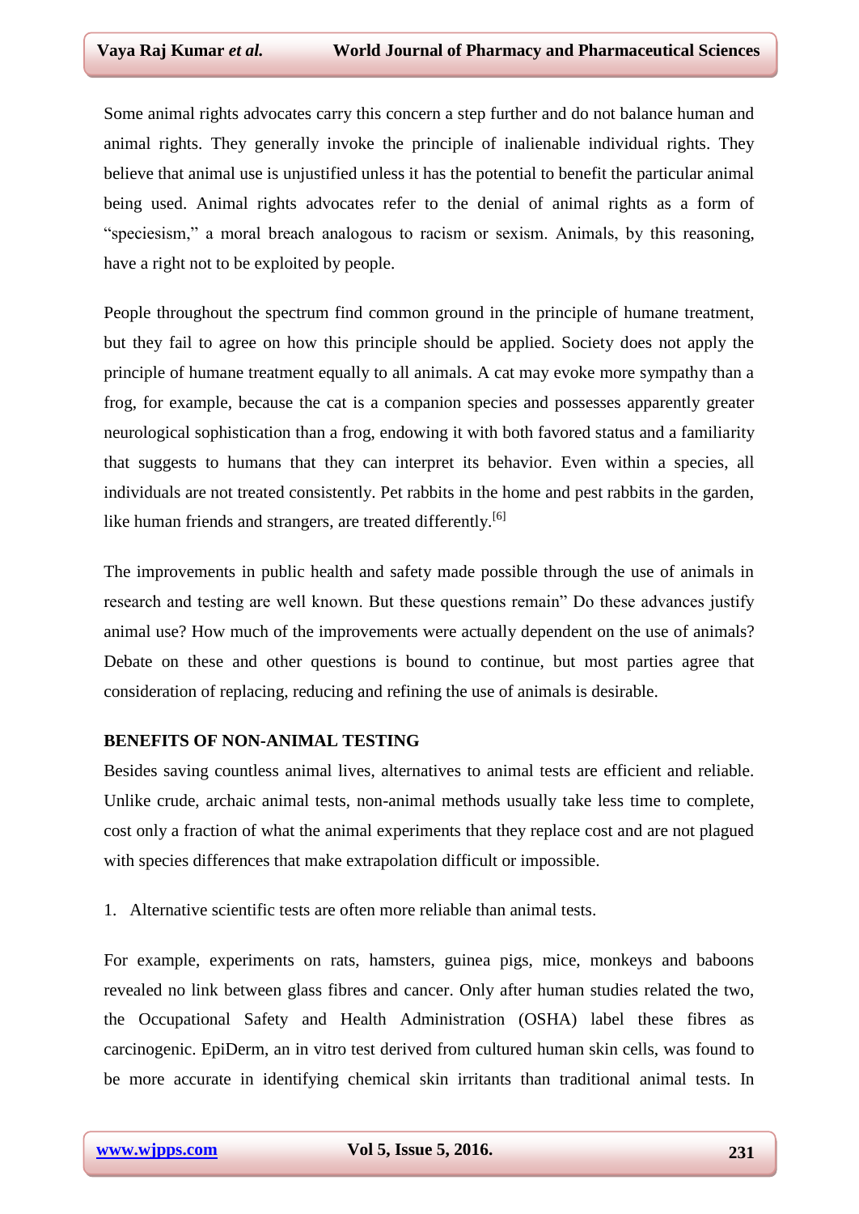Some animal rights advocates carry this concern a step further and do not balance human and animal rights. They generally invoke the principle of inalienable individual rights. They believe that animal use is unjustified unless it has the potential to benefit the particular animal being used. Animal rights advocates refer to the denial of animal rights as a form of "speciesism," a moral breach analogous to racism or sexism. Animals, by this reasoning, have a right not to be exploited by people.

People throughout the spectrum find common ground in the principle of humane treatment, but they fail to agree on how this principle should be applied. Society does not apply the principle of humane treatment equally to all animals. A cat may evoke more sympathy than a frog, for example, because the cat is a companion species and possesses apparently greater neurological sophistication than a frog, endowing it with both favored status and a familiarity that suggests to humans that they can interpret its behavior. Even within a species, all individuals are not treated consistently. Pet rabbits in the home and pest rabbits in the garden, like human friends and strangers, are treated differently.[6]

The improvements in public health and safety made possible through the use of animals in research and testing are well known. But these questions remain" Do these advances justify animal use? How much of the improvements were actually dependent on the use of animals? Debate on these and other questions is bound to continue, but most parties agree that consideration of replacing, reducing and refining the use of animals is desirable.

**BENEFITS OF NON-ANIMAL TESTING**

Besides saving countless animal lives, alternatives to animal tests are efficient and reliable. Unlike crude, archaic animal tests, non-animal methods usually take less time to complete, cost only a fraction of what the animal experiments that they replace cost and are not plagued with species differences that make extrapolation difficult or impossible.

1. Alternative scientific tests are often more reliable than animal tests.

For example, experiments on rats, hamsters, guinea pigs, mice, monkeys and baboons revealed no link between glass fibres and cancer. Only after human studies related the two, the Occupational Safety and Health Administration (OSHA) label these fibres as carcinogenic. EpiDerm, an in vitro test derived from cultured human skin cells, was found to be more accurate in identifying chemical skin irritants than traditional animal tests. In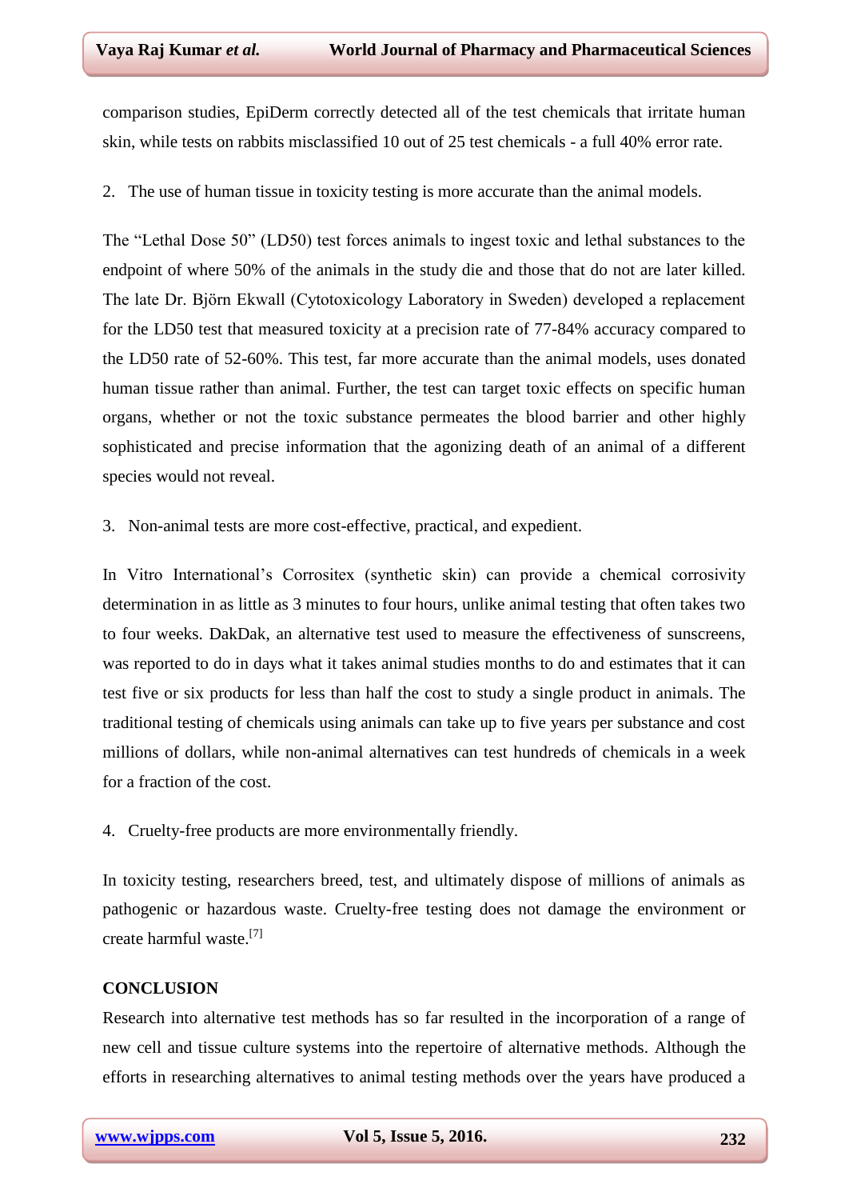comparison studies, EpiDerm correctly detected all of the test chemicals that irritate human skin, while tests on rabbits misclassified 10 out of 25 test chemicals - a full 40% error rate.

2. The use of human tissue in toxicity testing is more accurate than the animal models.

The "Lethal Dose 50" (LD50) test forces animals to ingest toxic and lethal substances to the endpoint of where 50% of the animals in the study die and those that do not are later killed. The late Dr. Björn Ekwall (Cytotoxicology Laboratory in Sweden) developed a replacement for the LD50 test that measured toxicity at a precision rate of 77-84% accuracy compared to the LD50 rate of 52-60%. This test, far more accurate than the animal models, uses donated human tissue rather than animal. Further, the test can target toxic effects on specific human organs, whether or not the toxic substance permeates the blood barrier and other highly sophisticated and precise information that the agonizing death of an animal of a different species would not reveal.

3. Non-animal tests are more cost-effective, practical, and expedient.

In Vitro International's Corrositex (synthetic skin) can provide a chemical corrosivity determination in as little as 3 minutes to four hours, unlike animal testing that often takes two to four weeks. DakDak, an alternative test used to measure the effectiveness of sunscreens, was reported to do in days what it takes animal studies months to do and estimates that it can test five or six products for less than half the cost to study a single product in animals. The traditional testing of chemicals using animals can take up to five years per substance and cost millions of dollars, while non-animal alternatives can test hundreds of chemicals in a week for a fraction of the cost.

4. Cruelty-free products are more environmentally friendly.

In toxicity testing, researchers breed, test, and ultimately dispose of millions of animals as pathogenic or hazardous waste. Cruelty-free testing does not damage the environment or create harmful waste.[7]

## CONCLUSION

Research into alternative test methods has so far resulted in the incorporation of a range of new cell and tissue culture systems into the repertoire of alternative methods. Although the efforts in researching alternatives to animal testing methods over the years have produced a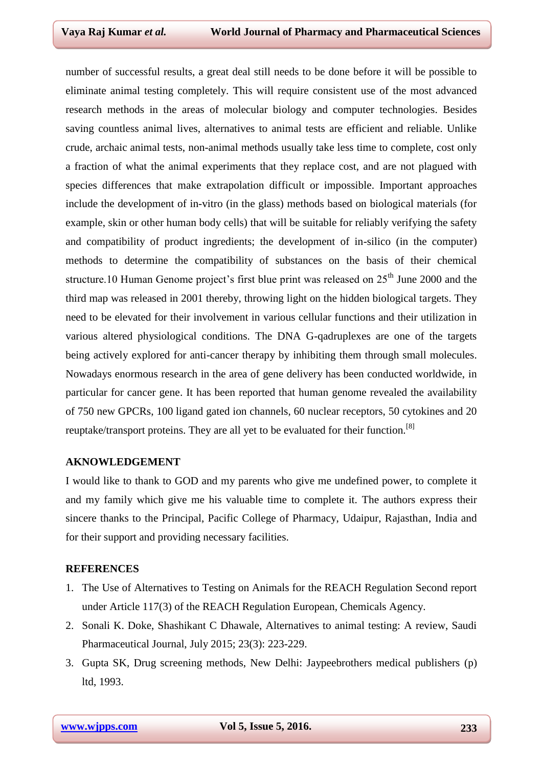number of successful results, a great deal still needs to be done before it will be possible to eliminate animal testing completely. This will require consistent use of the most advanced research methods in the areas of molecular biology and computer technologies. Besides saving countless animal lives, alternatives to animal tests are efficient and reliable. Unlike crude, archaic animal tests, non-animal methods usually take less time to complete, cost only a fraction of what the animal experiments that they replace cost, and are not plagued with species differences that make extrapolation difficult or impossible. Important approaches include the development of in-vitro (in the glass) methods based on biological materials (for example, skin or other human body cells) that will be suitable for reliably verifying the safety and compatibility of product ingredients; the development of in-silico (in the computer) methods to determine the compatibility of substances on the basis of their chemical structure.10 Human Genome project's first blue print was released on 25th June 2000 and the third map was released in 2001 thereby, throwing light on the hidden biological targets. They need to be elevated for their involvement in various cellular functions and their utilization in various altered physiological conditions. The DNA G-qadruplexes are one of the targets being actively explored for anti-cancer therapy by inhibiting them through small molecules. Nowadays enormous research in the area of gene delivery has been conducted worldwide, in particular for cancer gene. It has been reported that human genome revealed the availability of 750 new GPCRs, 100 ligand gated ion channels, 60 nuclear receptors, 50 cytokines and 20 reuptake/transport proteins. They are all yet to be evaluated for their function.[8]

## AKNOWLEDGEMENT

I would like to thank to GOD and my parents who give me undefined power, to complete it and my family which give me his valuable time to complete it. The authors express their sincere thanks to the Principal, Pacific College of Pharmacy, Udaipur, Rajasthan, India and for their support and providing necessary facilities.

## REFERENCES

1. The Use of Alternatives to Testing on Animals for the REACH Regulation Second report under Article 117(3) of the REACH Regulation European, Chemicals Agency.
2. Sonali K. Doke, Shashikant C Dhawale, Alternatives to animal testing: A review, Saudi Pharmaceutical Journal, July 2015; 23(3): 223-229.
3. Gupta SK, Drug screening methods, New Delhi: Jaypeebrothers medical publishers (p) ltd, 1993.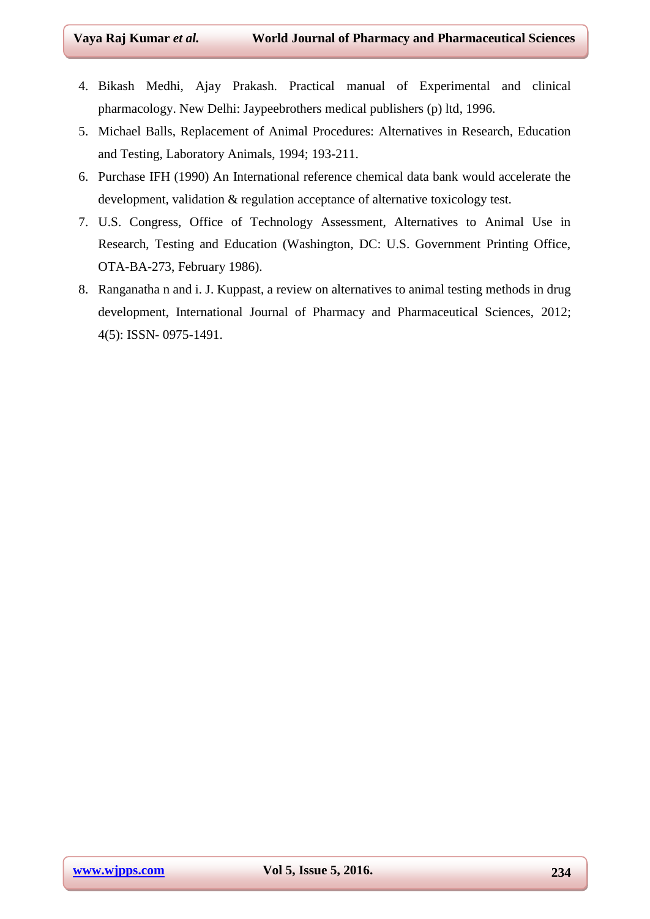4. Bikash Medhi, Ajay Prakash. Practical manual of Experimental and clinical pharmacology. New Delhi: Jaypeebrothers medical publishers (p) ltd, 1996.
5. Michael Balls, Replacement of Animal Procedures: Alternatives in Research, Education and Testing, Laboratory Animals, 1994; 193-211.
6. Purchase IFH (1990) An International reference chemical data bank would accelerate the development, validation & regulation acceptance of alternative toxicology test.
7. U.S. Congress, Office of Technology Assessment, Alternatives to Animal Use in Research, Testing and Education (Washington, DC: U.S. Government Printing Office, OTA-BA-273, February 1986).
8. Ranganatha n and i. J. Kuppast, a review on alternatives to animal testing methods in drug development, International Journal of Pharmacy and Pharmaceutical Sciences, 2012; 4(5): ISSN- 0975-1491.